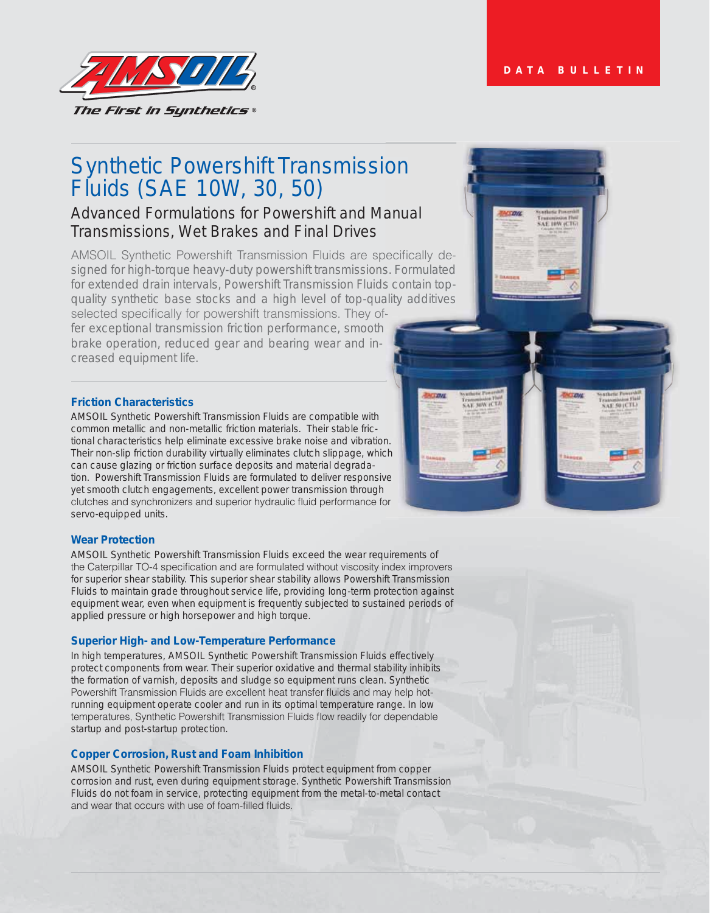AMSOIL

*The First in Synthetics®*

DATA BULLETIN

# Synthetic Powershift Transmission Fluids (SAE 10W, 30, 50)

## Advanced Formulations for Powershift and Manual Transmissions, Wet Brakes and Final Drives

AMSOIL Synthetic Powershift Transmission Fluids are specifically designed for high-torque heavy-duty powershift transmissions. Formulated for extended drain intervals, Powershift Transmission Fluids contain top-quality synthetic base stocks and a high level of top-quality additives selected specifically for powershift transmissions. They offer exceptional transmission friction performance, smooth brake operation, reduced gear and bearing wear and increased equipment life.

### Friction Characteristics

AMSOIL Synthetic Powershift Transmission Fluids are compatible with common metallic and non-metallic friction materials. Their stable frictional characteristics help eliminate excessive brake noise and vibration. Their non-slip friction durability virtually eliminates clutch slippage, which can cause glazing or friction surface deposits and material degradation. Powershift Transmission Fluids are formulated to deliver responsive yet smooth clutch engagements, excellent power transmission through clutches and synchronizers and superior hydraulic fluid performance for servo-equipped units.

### Wear Protection

AMSOIL Synthetic Powershift Transmission Fluids exceed the wear requirements of the Caterpillar TO-4 specification and are formulated without viscosity index improvers for superior shear stability. This superior shear stability allows Powershift Transmission Fluids to maintain grade throughout service life, providing long-term protection against equipment wear, even when equipment is frequently subjected to sustained periods of applied pressure or high horsepower and high torque.

### Superior High- and Low-Temperature Performance

In high temperatures, AMSOIL Synthetic Powershift Transmission Fluids effectively protect components from wear. Their superior oxidative and thermal stability inhibits the formation of varnish, deposits and sludge so equipment runs clean. Synthetic Powershift Transmission Fluids are excellent heat transfer fluids and may help hot-running equipment operate cooler and run in its optimal temperature range. In low temperatures, Synthetic Powershift Transmission Fluids flow readily for dependable startup and post-startup protection.

### Copper Corrosion, Rust and Foam Inhibition

AMSOIL Synthetic Powershift Transmission Fluids protect equipment from copper corrosion and rust, even during equipment storage. Synthetic Powershift Transmission Fluids do not foam in service, protecting equipment from the metal-to-metal contact and wear that occurs with use of foam-filled fluids.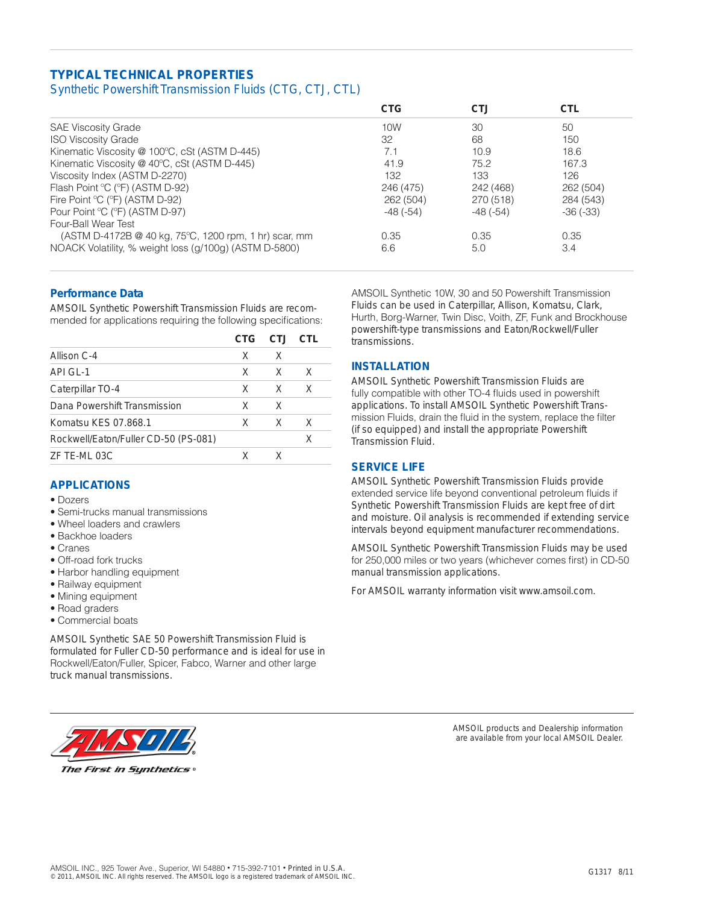## TYPICAL TECHNICAL PROPERTIES

### Synthetic Powershift Transmission Fluids (CTG, CTJ, CTL)

| | CTG | CTJ | CTL |
|---|---|---|---|
| SAE Viscosity Grade | 10W | 30 | 50 |
| ISO Viscosity Grade | 32 | 68 | 150 |
| Kinematic Viscosity @ 100ºC, cSt (ASTM D-445) | 7.1 | 10.9 | 18.6 |
| Kinematic Viscosity @ 40ºC, cSt (ASTM D-445) | 41.9 | 75.2 | 167.3 |
| Viscosity Index (ASTM D-2270) | 132 | 133 | 126 |
| Flash Point ºC (ºF) (ASTM D-92) | 246 (475) | 242 (468) | 262 (504) |
| Fire Point ºC (ºF) (ASTM D-92) | 262 (504) | 270 (518) | 284 (543) |
| Pour Point ºC (ºF) (ASTM D-97) | -48 (-54) | -48 (-54) | -36 (-33) |
| Four-Ball Wear Test (ASTM D-4172B @ 40 kg, 75ºC, 1200 rpm, 1 hr) scar, mm | 0.35 | 0.35 | 0.35 |
| NOACK Volatility, % weight loss (g/100g) (ASTM D-5800) | 6.6 | 5.0 | 3.4 |

### Performance Data

AMSOIL Synthetic Powershift Transmission Fluids are recommended for applications requiring the following specifications:

| | CTG | CTJ | CTL |
|---|---|---|---|
| Allison C-4 | X | X | |
| API GL-1 | X | X | X |
| Caterpillar TO-4 | X | X | X |
| Dana Powershift Transmission | X | X | |
| Komatsu KES 07.868.1 | X | X | X |
| Rockwell/Eaton/Fuller CD-50 (PS-081) | | | X |
| ZF TE-ML 03C | X | X | |

### APPLICATIONS

- Dozers
- Semi-trucks manual transmissions
- Wheel loaders and crawlers
- Backhoe loaders
- Cranes
- Off-road fork trucks
- Harbor handling equipment
- Railway equipment
- Mining equipment
- Road graders
- Commercial boats

AMSOIL Synthetic SAE 50 Powershift Transmission Fluid is formulated for Fuller CD-50 performance and is ideal for use in Rockwell/Eaton/Fuller, Spicer, Fabco, Warner and other large truck manual transmissions.

AMSOIL Synthetic 10W, 30 and 50 Powershift Transmission Fluids can be used in Caterpillar, Allison, Komatsu, Clark, Hurth, Borg-Warner, Twin Disc, Voith, ZF, Funk and Brockhouse powershift-type transmissions and Eaton/Rockwell/Fuller transmissions.

### INSTALLATION

AMSOIL Synthetic Powershift Transmission Fluids are fully compatible with other TO-4 fluids used in powershift applications. To install AMSOIL Synthetic Powershift Transmission Fluids, drain the fluid in the system, replace the filter (if so equipped) and install the appropriate Powershift Transmission Fluid.

### SERVICE LIFE

AMSOIL Synthetic Powershift Transmission Fluids provide extended service life beyond conventional petroleum fluids if Synthetic Powershift Transmission Fluids are kept free of dirt and moisture. Oil analysis is recommended if extending service intervals beyond equipment manufacturer recommendations.

AMSOIL Synthetic Powershift Transmission Fluids may be used for 250,000 miles or two years (whichever comes first) in CD-50 manual transmission applications.

For AMSOIL warranty information visit www.amsoil.com.

AMSOIL — The First in Synthetics®

AMSOIL products and Dealership information are available from your local AMSOIL Dealer.

AMSOIL INC., 925 Tower Ave., Superior, WI 54880 • 715-392-7101 • Printed in U.S.A.
© 2011, AMSOIL INC. All rights reserved. The AMSOIL logo is a registered trademark of AMSOIL INC.

G1317 8/11